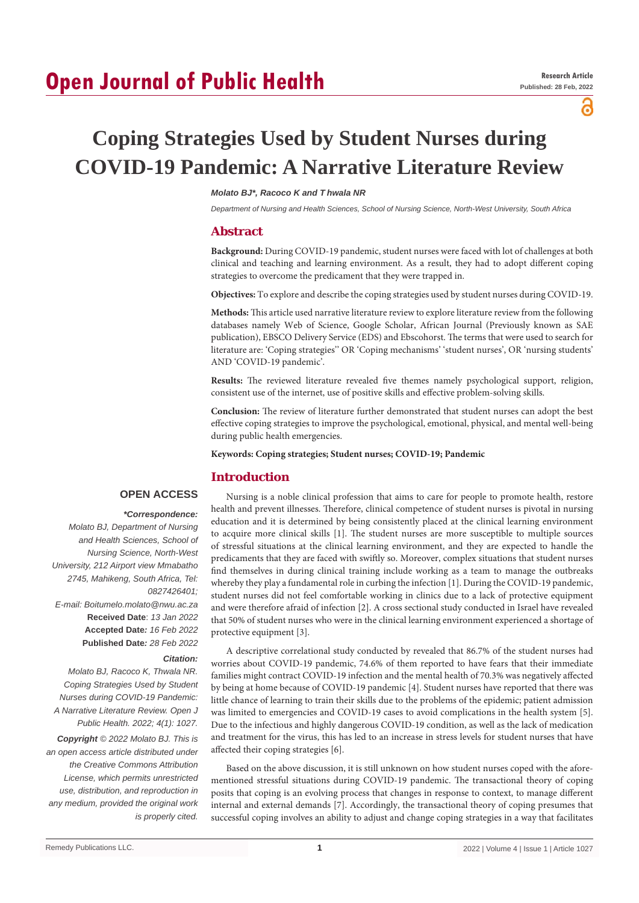# Coping Strategies Used by Student Nurses during COVID-19 Pandemic: A Narrative Literature Review

*Molato BJ\*, Racoco K and T hwala NR*

*Department of Nursing and Health Sciences, School of Nursing Science, North-West University, South Africa*

## Abstract

**Background:** During COVID-19 pandemic, student nurses were faced with lot of challenges at both clinical and teaching and learning environment. As a result, they had to adopt different coping strategies to overcome the predicament that they were trapped in.

**Objectives:** To explore and describe the coping strategies used by student nurses during COVID-19.

**Methods:** This article used narrative literature review to explore literature review from the following databases namely Web of Science, Google Scholar, African Journal (Previously known as SAE publication), EBSCO Delivery Service (EDS) and Ebscohorst. The terms that were used to search for literature are: 'Coping strategies'' OR 'Coping mechanisms' 'student nurses', OR 'nursing students' AND 'COVID-19 pandemic'.

**Results:** The reviewed literature revealed five themes namely psychological support, religion, consistent use of the internet, use of positive skills and effective problem-solving skills.

**Conclusion:** The review of literature further demonstrated that student nurses can adopt the best effective coping strategies to improve the psychological, emotional, physical, and mental well-being during public health emergencies.

**Keywords: Coping strategies; Student nurses; COVID-19; Pandemic**

**OPEN ACCESS**

***Correspondence:***

*Molato BJ, Department of Nursing and Health Sciences, School of Nursing Science, North-West University, 212 Airport view Mmabatho 2745, Mahikeng, South Africa, Tel: 0827426401;*

*E-mail: Boitumelo.molato@nwu.ac.za*

**Received Date**: *13 Jan 2022*

**Accepted Date***: 16 Feb 2022*

**Published Date***: 28 Feb 2022*

***Citation:***

*Molato BJ, Racoco K, Thwala NR. Coping Strategies Used by Student Nurses during COVID-19 Pandemic: A Narrative Literature Review. Open J Public Health. 2022; 4(1): 1027.*

***Copyright** © 2022 Molato BJ. This is an open access article distributed under the Creative Commons Attribution License, which permits unrestricted use, distribution, and reproduction in any medium, provided the original work is properly cited.*

## Introduction

Nursing is a noble clinical profession that aims to care for people to promote health, restore health and prevent illnesses. Therefore, clinical competence of student nurses is pivotal in nursing education and it is determined by being consistently placed at the clinical learning environment to acquire more clinical skills [1]. The student nurses are more susceptible to multiple sources of stressful situations at the clinical learning environment, and they are expected to handle the predicaments that they are faced with swiftly so. Moreover, complex situations that student nurses find themselves in during clinical training include working as a team to manage the outbreaks whereby they play a fundamental role in curbing the infection [1]. During the COVID-19 pandemic, student nurses did not feel comfortable working in clinics due to a lack of protective equipment and were therefore afraid of infection [2]. A cross sectional study conducted in Israel have revealed that 50% of student nurses who were in the clinical learning environment experienced a shortage of protective equipment [3].

A descriptive correlational study conducted by revealed that 86.7% of the student nurses had worries about COVID-19 pandemic, 74.6% of them reported to have fears that their immediate families might contract COVID-19 infection and the mental health of 70.3% was negatively affected by being at home because of COVID-19 pandemic [4]. Student nurses have reported that there was little chance of learning to train their skills due to the problems of the epidemic; patient admission was limited to emergencies and COVID-19 cases to avoid complications in the health system [5]. Due to the infectious and highly dangerous COVID-19 condition, as well as the lack of medication and treatment for the virus, this has led to an increase in stress levels for student nurses that have affected their coping strategies [6].

Based on the above discussion, it is still unknown on how student nurses coped with the afore-mentioned stressful situations during COVID-19 pandemic. The transactional theory of coping posits that coping is an evolving process that changes in response to context, to manage different internal and external demands [7]. Accordingly, the transactional theory of coping presumes that successful coping involves an ability to adjust and change coping strategies in a way that facilitates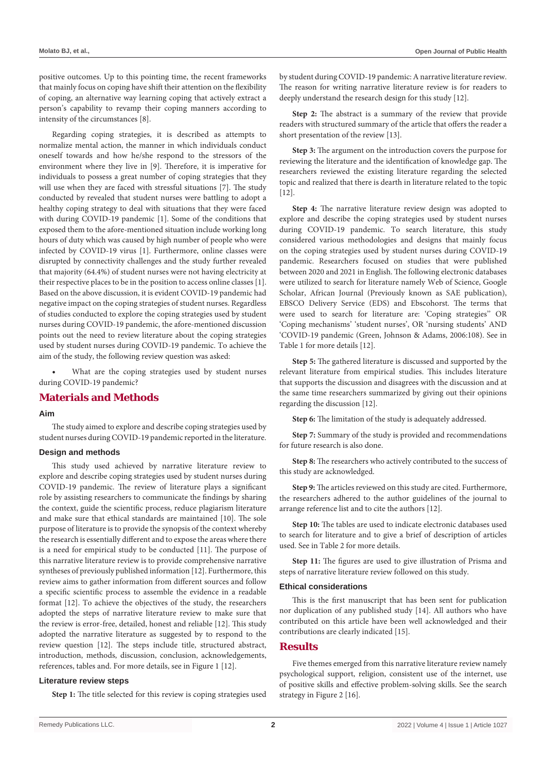positive outcomes. Up to this pointing time, the recent frameworks that mainly focus on coping have shift their attention on the flexibility of coping, an alternative way learning coping that actively extract a person's capability to revamp their coping manners according to intensity of the circumstances [8].

Regarding coping strategies, it is described as attempts to normalize mental action, the manner in which individuals conduct oneself towards and how he/she respond to the stressors of the environment where they live in [9]. Therefore, it is imperative for individuals to possess a great number of coping strategies that they will use when they are faced with stressful situations [7]. The study conducted by revealed that student nurses were battling to adopt a healthy coping strategy to deal with situations that they were faced with during COVID-19 pandemic [1]. Some of the conditions that exposed them to the afore-mentioned situation include working long hours of duty which was caused by high number of people who were infected by COVID-19 virus [1]. Furthermore, online classes were disrupted by connectivity challenges and the study further revealed that majority (64.4%) of student nurses were not having electricity at their respective places to be in the position to access online classes [1]. Based on the above discussion, it is evident COVID-19 pandemic had negative impact on the coping strategies of student nurses. Regardless of studies conducted to explore the coping strategies used by student nurses during COVID-19 pandemic, the afore-mentioned discussion points out the need to review literature about the coping strategies used by student nurses during COVID-19 pandemic. To achieve the aim of the study, the following review question was asked:

- What are the coping strategies used by student nurses during COVID-19 pandemic?

## Materials and Methods

### Aim

The study aimed to explore and describe coping strategies used by student nurses during COVID-19 pandemic reported in the literature.

### Design and methods

This study used achieved by narrative literature review to explore and describe coping strategies used by student nurses during COVID-19 pandemic. The review of literature plays a significant role by assisting researchers to communicate the findings by sharing the context, guide the scientific process, reduce plagiarism literature and make sure that ethical standards are maintained [10]. The sole purpose of literature is to provide the synopsis of the context whereby the research is essentially different and to expose the areas where there is a need for empirical study to be conducted [11]. The purpose of this narrative literature review is to provide comprehensive narrative syntheses of previously published information [12]. Furthermore, this review aims to gather information from different sources and follow a specific scientific process to assemble the evidence in a readable format [12]. To achieve the objectives of the study, the researchers adopted the steps of narrative literature review to make sure that the review is error-free, detailed, honest and reliable [12]. This study adopted the narrative literature as suggested by to respond to the review question [12]. The steps include title, structured abstract, introduction, methods, discussion, conclusion, acknowledgements, references, tables and. For more details, see in Figure 1 [12].

### Literature review steps

**Step 1:** The title selected for this review is coping strategies used by student during COVID-19 pandemic: A narrative literature review. The reason for writing narrative literature review is for readers to deeply understand the research design for this study [12].

**Step 2:** The abstract is a summary of the review that provide readers with structured summary of the article that offers the reader a short presentation of the review [13].

**Step 3:** The argument on the introduction covers the purpose for reviewing the literature and the identification of knowledge gap. The researchers reviewed the existing literature regarding the selected topic and realized that there is dearth in literature related to the topic [12].

**Step 4:** The narrative literature review design was adopted to explore and describe the coping strategies used by student nurses during COVID-19 pandemic. To search literature, this study considered various methodologies and designs that mainly focus on the coping strategies used by student nurses during COVID-19 pandemic. Researchers focused on studies that were published between 2020 and 2021 in English. The following electronic databases were utilized to search for literature namely Web of Science, Google Scholar, African Journal (Previously known as SAE publication), EBSCO Delivery Service (EDS) and Ebscohorst. The terms that were used to search for literature are: 'Coping strategies'' OR 'Coping mechanisms' 'student nurses', OR 'nursing students' AND 'COVID-19 pandemic (Green, Johnson & Adams, 2006:108). See in Table 1 for more details [12].

**Step 5:** The gathered literature is discussed and supported by the relevant literature from empirical studies. This includes literature that supports the discussion and disagrees with the discussion and at the same time researchers summarized by giving out their opinions regarding the discussion [12].

**Step 6:** The limitation of the study is adequately addressed.

**Step 7:** Summary of the study is provided and recommendations for future research is also done.

**Step 8:** The researchers who actively contributed to the success of this study are acknowledged.

**Step 9:** The articles reviewed on this study are cited. Furthermore, the researchers adhered to the author guidelines of the journal to arrange reference list and to cite the authors [12].

**Step 10:** The tables are used to indicate electronic databases used to search for literature and to give a brief of description of articles used. See in Table 2 for more details.

**Step 11:** The figures are used to give illustration of Prisma and steps of narrative literature review followed on this study.

### Ethical considerations

This is the first manuscript that has been sent for publication nor duplication of any published study [14]. All authors who have contributed on this article have been well acknowledged and their contributions are clearly indicated [15].

## Results

Five themes emerged from this narrative literature review namely psychological support, religion, consistent use of the internet, use of positive skills and effective problem-solving skills. See the search strategy in Figure 2 [16].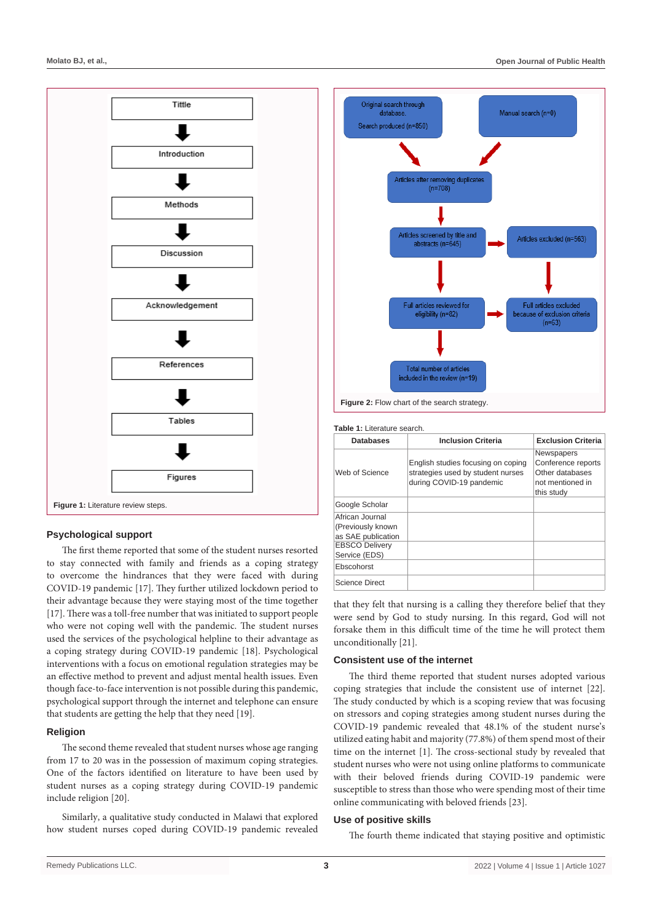Tittle

Introduction

Methods

Discussion

Acknowledgement

References

Tables

Figures

**Figure 1:** Literature review steps.

Original search through database. Search produced (n=850)

Manual search (n=0)

Articles after removing duplicates (n=708)

Articles screened by title and abstracts (n=645)

Articles excluded (n=563)

Full articles reviewed for eligibility (n=82)

Full articles excluded because of exclusion criteria (n=63)

Total number of articles included in the review (n=19)

**Figure 2:** Flow chart of the search strategy.

**Table 1:** Literature search.

| Databases | Inclusion Criteria | Exclusion Criteria |
|---|---|---|
| Web of Science | English studies focusing on coping strategies used by student nurses during COVID-19 pandemic | Newspapers Conference reports Other databases not mentioned in this study |
| Google Scholar | | |
| African Journal (Previously known as SAE publication | | |
| EBSCO Delivery Service (EDS) | | |
| Ebscohorst | | |
| Science Direct | | |

## Psychological support

The first theme reported that some of the student nurses resorted to stay connected with family and friends as a coping strategy to overcome the hindrances that they were faced with during COVID-19 pandemic [17]. They further utilized lockdown period to their advantage because they were staying most of the time together [17]. There was a toll-free number that was initiated to support people who were not coping well with the pandemic. The student nurses used the services of the psychological helpline to their advantage as a coping strategy during COVID-19 pandemic [18]. Psychological interventions with a focus on emotional regulation strategies may be an effective method to prevent and adjust mental health issues. Even though face-to-face intervention is not possible during this pandemic, psychological support through the internet and telephone can ensure that students are getting the help that they need [19].

## Religion

The second theme revealed that student nurses whose age ranging from 17 to 20 was in the possession of maximum coping strategies. One of the factors identified on literature to have been used by student nurses as a coping strategy during COVID-19 pandemic include religion [20].

Similarly, a qualitative study conducted in Malawi that explored how student nurses coped during COVID-19 pandemic revealed that they felt that nursing is a calling they therefore belief that they were send by God to study nursing. In this regard, God will not forsake them in this difficult time of the time he will protect them unconditionally [21].

## Consistent use of the internet

The third theme reported that student nurses adopted various coping strategies that include the consistent use of internet [22]. The study conducted by which is a scoping review that was focusing on stressors and coping strategies among student nurses during the COVID-19 pandemic revealed that 48.1% of the student nurse's utilized eating habit and majority (77.8%) of them spend most of their time on the internet [1]. The cross-sectional study by revealed that student nurses who were not using online platforms to communicate with their beloved friends during COVID-19 pandemic were susceptible to stress than those who were spending most of their time online communicating with beloved friends [23].

## Use of positive skills

The fourth theme indicated that staying positive and optimistic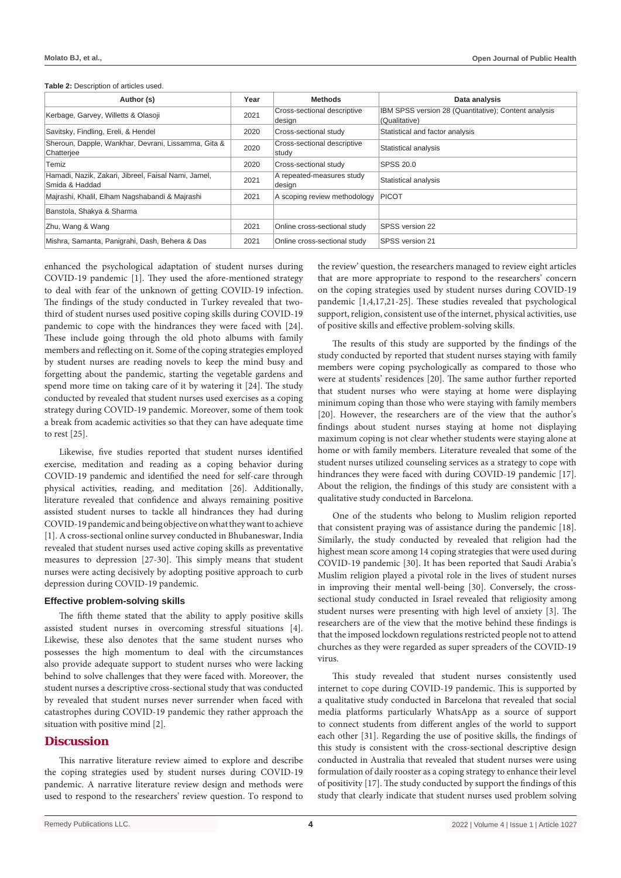**Table 2:** Description of articles used.

| Author (s) | Year | Methods | Data analysis |
|---|---|---|---|
| Kerbage, Garvey, Willetts & Olasoji | 2021 | Cross-sectional descriptive design | IBM SPSS version 28 (Quantitative); Content analysis (Qualitative) |
| Savitsky, Findling, Ereli, & Hendel | 2020 | Cross-sectional study | Statistical and factor analysis |
| Sheroun, Dapple, Wankhar, Devrani, Lissamma, Gita & Chatterjee | 2020 | Cross-sectional descriptive study | Statistical analysis |
| Temiz | 2020 | Cross-sectional study | SPSS 20.0 |
| Hamadi, Nazik, Zakari, Jibreel, Faisal Nami, Jamel, Smida & Haddad | 2021 | A repeated-measures study design | Statistical analysis |
| Majrashi, Khalil, Elham Nagshabandi & Majrashi | 2021 | A scoping review methodology | PICOT |
| Banstola, Shakya & Sharma | | | |
| Zhu, Wang & Wang | 2021 | Online cross-sectional study | SPSS version 22 |
| Mishra, Samanta, Panigrahi, Dash, Behera & Das | 2021 | Online cross-sectional study | SPSS version 21 |

enhanced the psychological adaptation of student nurses during COVID-19 pandemic [1]. They used the afore-mentioned strategy to deal with fear of the unknown of getting COVID-19 infection. The findings of the study conducted in Turkey revealed that two-third of student nurses used positive coping skills during COVID-19 pandemic to cope with the hindrances they were faced with [24]. These include going through the old photo albums with family members and reflecting on it. Some of the coping strategies employed by student nurses are reading novels to keep the mind busy and forgetting about the pandemic, starting the vegetable gardens and spend more time on taking care of it by watering it [24]. The study conducted by revealed that student nurses used exercises as a coping strategy during COVID-19 pandemic. Moreover, some of them took a break from academic activities so that they can have adequate time to rest [25].

Likewise, five studies reported that student nurses identified exercise, meditation and reading as a coping behavior during COVID-19 pandemic and identified the need for self-care through physical activities, reading, and meditation [26]. Additionally, literature revealed that confidence and always remaining positive assisted student nurses to tackle all hindrances they had during COVID-19 pandemic and being objective on what they want to achieve [1]. A cross-sectional online survey conducted in Bhubaneswar, India revealed that student nurses used active coping skills as preventative measures to depression [27-30]. This simply means that student nurses were acting decisively by adopting positive approach to curb depression during COVID-19 pandemic.

### Effective problem-solving skills

The fifth theme stated that the ability to apply positive skills assisted student nurses in overcoming stressful situations [4]. Likewise, these also denotes that the same student nurses who possesses the high momentum to deal with the circumstances also provide adequate support to student nurses who were lacking behind to solve challenges that they were faced with. Moreover, the student nurses a descriptive cross-sectional study that was conducted by revealed that student nurses never surrender when faced with catastrophes during COVID-19 pandemic they rather approach the situation with positive mind [2].

## Discussion

This narrative literature review aimed to explore and describe the coping strategies used by student nurses during COVID-19 pandemic. A narrative literature review design and methods were used to respond to the researchers' review question. To respond to the review' question, the researchers managed to review eight articles that are more appropriate to respond to the researchers' concern on the coping strategies used by student nurses during COVID-19 pandemic [1,4,17,21-25]. These studies revealed that psychological support, religion, consistent use of the internet, physical activities, use of positive skills and effective problem-solving skills.

The results of this study are supported by the findings of the study conducted by reported that student nurses staying with family members were coping psychologically as compared to those who were at students' residences [20]. The same author further reported that student nurses who were staying at home were displaying minimum coping than those who were staying with family members [20]. However, the researchers are of the view that the author's findings about student nurses staying at home not displaying maximum coping is not clear whether students were staying alone at home or with family members. Literature revealed that some of the student nurses utilized counseling services as a strategy to cope with hindrances they were faced with during COVID-19 pandemic [17]. About the religion, the findings of this study are consistent with a qualitative study conducted in Barcelona.

One of the students who belong to Muslim religion reported that consistent praying was of assistance during the pandemic [18]. Similarly, the study conducted by revealed that religion had the highest mean score among 14 coping strategies that were used during COVID-19 pandemic [30]. It has been reported that Saudi Arabia's Muslim religion played a pivotal role in the lives of student nurses in improving their mental well-being [30]. Conversely, the cross-sectional study conducted in Israel revealed that religiosity among student nurses were presenting with high level of anxiety [3]. The researchers are of the view that the motive behind these findings is that the imposed lockdown regulations restricted people not to attend churches as they were regarded as super spreaders of the COVID-19 virus.

This study revealed that student nurses consistently used internet to cope during COVID-19 pandemic. This is supported by a qualitative study conducted in Barcelona that revealed that social media platforms particularly WhatsApp as a source of support to connect students from different angles of the world to support each other [31]. Regarding the use of positive skills, the findings of this study is consistent with the cross-sectional descriptive design conducted in Australia that revealed that student nurses were using formulation of daily rooster as a coping strategy to enhance their level of positivity [17]. The study conducted by support the findings of this study that clearly indicate that student nurses used problem solving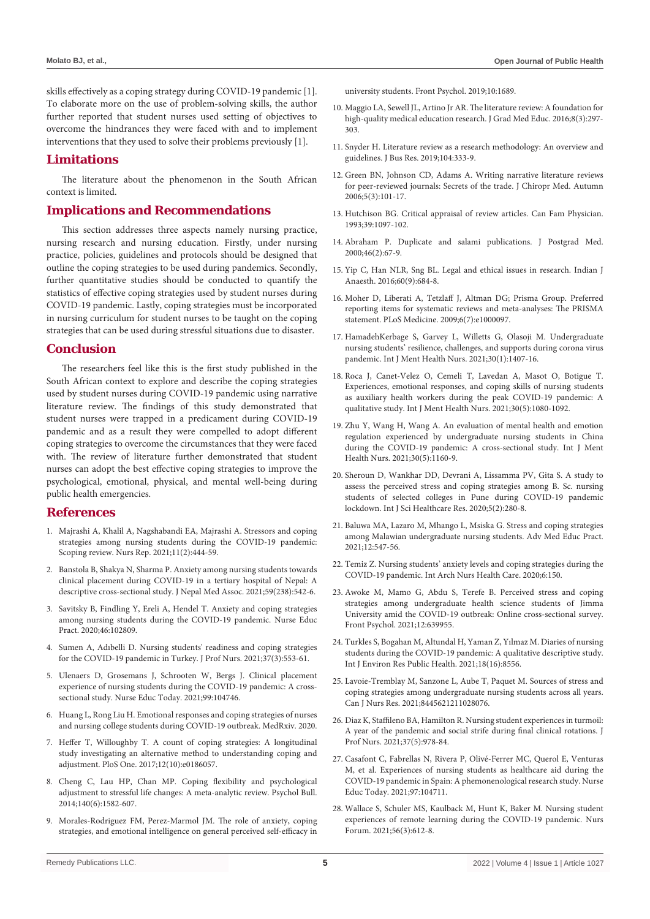skills effectively as a coping strategy during COVID-19 pandemic [1]. To elaborate more on the use of problem-solving skills, the author further reported that student nurses used setting of objectives to overcome the hindrances they were faced with and to implement interventions that they used to solve their problems previously [1].

## Limitations

The literature about the phenomenon in the South African context is limited.

## Implications and Recommendations

This section addresses three aspects namely nursing practice, nursing research and nursing education. Firstly, under nursing practice, policies, guidelines and protocols should be designed that outline the coping strategies to be used during pandemics. Secondly, further quantitative studies should be conducted to quantify the statistics of effective coping strategies used by student nurses during COVID-19 pandemic. Lastly, coping strategies must be incorporated in nursing curriculum for student nurses to be taught on the coping strategies that can be used during stressful situations due to disaster.

## Conclusion

The researchers feel like this is the first study published in the South African context to explore and describe the coping strategies used by student nurses during COVID-19 pandemic using narrative literature review. The findings of this study demonstrated that student nurses were trapped in a predicament during COVID-19 pandemic and as a result they were compelled to adopt different coping strategies to overcome the circumstances that they were faced with. The review of literature further demonstrated that student nurses can adopt the best effective coping strategies to improve the psychological, emotional, physical, and mental well-being during public health emergencies.

## References

1. Majrashi A, Khalil A, Nagshabandi EA, Majrashi A. Stressors and coping strategies among nursing students during the COVID-19 pandemic: Scoping review. Nurs Rep. 2021;11(2):444-59.
2. Banstola B, Shakya N, Sharma P. Anxiety among nursing students towards clinical placement during COVID-19 in a tertiary hospital of Nepal: A descriptive cross-sectional study. J Nepal Med Assoc. 2021;59(238):542-6.
3. Savitsky B, Findling Y, Ereli A, Hendel T. Anxiety and coping strategies among nursing students during the COVID-19 pandemic. Nurse Educ Pract. 2020;46:102809.
4. Sumen A, Adıbelli D. Nursing students' readiness and coping strategies for the COVID-19 pandemic in Turkey. J Prof Nurs. 2021;37(3):553-61.
5. Ulenaers D, Grosemans J, Schrooten W, Bergs J. Clinical placement experience of nursing students during the COVID-19 pandemic: A cross-sectional study. Nurse Educ Today. 2021;99:104746.
6. Huang L, Rong Liu H. Emotional responses and coping strategies of nurses and nursing college students during COVID-19 outbreak. MedRxiv. 2020.
7. Heffer T, Willoughby T. A count of coping strategies: A longitudinal study investigating an alternative method to understanding coping and adjustment. PloS One. 2017;12(10):e0186057.
8. Cheng C, Lau HP, Chan MP. Coping flexibility and psychological adjustment to stressful life changes: A meta-analytic review. Psychol Bull. 2014;140(6):1582-607.
9. Morales-Rodriguez FM, Perez-Marmol JM. The role of anxiety, coping strategies, and emotional intelligence on general perceived self-efficacy in university students. Front Psychol. 2019;10:1689.
10. Maggio LA, Sewell JL, Artino Jr AR. The literature review: A foundation for high-quality medical education research. J Grad Med Educ. 2016;8(3):297-303.
11. Snyder H. Literature review as a research methodology: An overview and guidelines. J Bus Res. 2019;104:333-9.
12. Green BN, Johnson CD, Adams A. Writing narrative literature reviews for peer-reviewed journals: Secrets of the trade. J Chiropr Med. Autumn 2006;5(3):101-17.
13. Hutchison BG. Critical appraisal of review articles. Can Fam Physician. 1993;39:1097-102.
14. Abraham P. Duplicate and salami publications. J Postgrad Med. 2000;46(2):67-9.
15. Yip C, Han NLR, Sng BL. Legal and ethical issues in research. Indian J Anaesth. 2016;60(9):684-8.
16. Moher D, Liberati A, Tetzlaff J, Altman DG; Prisma Group. Preferred reporting items for systematic reviews and meta-analyses: The PRISMA statement. PLoS Medicine. 2009;6(7):e1000097.
17. HamadehKerbage S, Garvey L, Willetts G, Olasoji M. Undergraduate nursing students' resilience, challenges, and supports during corona virus pandemic. Int J Ment Health Nurs. 2021;30(1):1407-16.
18. Roca J, Canet-Velez O, Cemeli T, Lavedan A, Masot O, Botigue T. Experiences, emotional responses, and coping skills of nursing students as auxiliary health workers during the peak COVID-19 pandemic: A qualitative study. Int J Ment Health Nurs. 2021;30(5):1080-1092.
19. Zhu Y, Wang H, Wang A. An evaluation of mental health and emotion regulation experienced by undergraduate nursing students in China during the COVID-19 pandemic: A cross-sectional study. Int J Ment Health Nurs. 2021;30(5):1160-9.
20. Sheroun D, Wankhar DD, Devrani A, Lissamma PV, Gita S. A study to assess the perceived stress and coping strategies among B. Sc. nursing students of selected colleges in Pune during COVID-19 pandemic lockdown. Int J Sci Healthcare Res. 2020;5(2):280-8.
21. Baluwa MA, Lazaro M, Mhango L, Msiska G. Stress and coping strategies among Malawian undergraduate nursing students. Adv Med Educ Pract. 2021;12:547-56.
22. Temiz Z. Nursing students' anxiety levels and coping strategies during the COVID-19 pandemic. Int Arch Nurs Health Care. 2020;6:150.
23. Awoke M, Mamo G, Abdu S, Terefe B. Perceived stress and coping strategies among undergraduate health science students of Jimma University amid the COVID-19 outbreak: Online cross-sectional survey. Front Psychol. 2021;12:639955.
24. Turkles S, Bogahan M, Altundal H, Yaman Z, Yılmaz M. Diaries of nursing students during the COVID-19 pandemic: A qualitative descriptive study. Int J Environ Res Public Health. 2021;18(16):8556.
25. Lavoie-Tremblay M, Sanzone L, Aube T, Paquet M. Sources of stress and coping strategies among undergraduate nursing students across all years. Can J Nurs Res. 2021;8445621211028076.
26. Diaz K, Staffileno BA, Hamilton R. Nursing student experiences in turmoil: A year of the pandemic and social strife during final clinical rotations. J Prof Nurs. 2021;37(5):978-84.
27. Casafont C, Fabrellas N, Rivera P, Olivé-Ferrer MC, Querol E, Venturas M, et al. Experiences of nursing students as healthcare aid during the COVID-19 pandemic in Spain: A phenomenological research study. Nurse Educ Today. 2021;97:104711.
28. Wallace S, Schuler MS, Kaulback M, Hunt K, Baker M. Nursing student experiences of remote learning during the COVID-19 pandemic. Nurs Forum. 2021;56(3):612-8.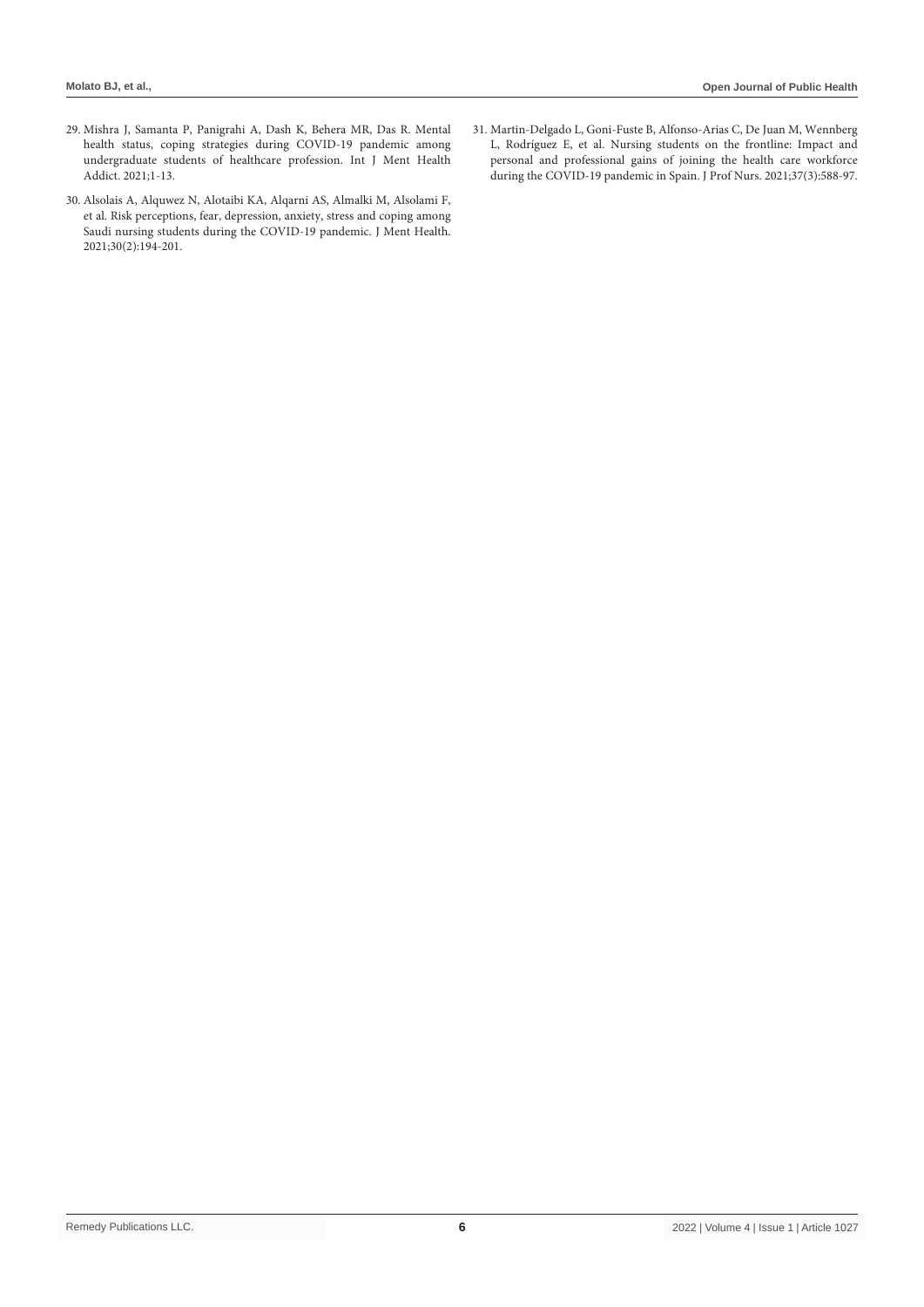29. Mishra J, Samanta P, Panigrahi A, Dash K, Behera MR, Das R. Mental health status, coping strategies during COVID-19 pandemic among undergraduate students of healthcare profession. Int J Ment Health Addict. 2021;1-13.

30. Alsolais A, Alquwez N, Alotaibi KA, Alqarni AS, Almalki M, Alsolami F, et al. Risk perceptions, fear, depression, anxiety, stress and coping among Saudi nursing students during the COVID-19 pandemic. J Ment Health. 2021;30(2):194-201.

31. Martin-Delgado L, Goni-Fuste B, Alfonso-Arias C, De Juan M, Wennberg L, Rodríguez E, et al. Nursing students on the frontline: Impact and personal and professional gains of joining the health care workforce during the COVID-19 pandemic in Spain. J Prof Nurs. 2021;37(3):588-97.